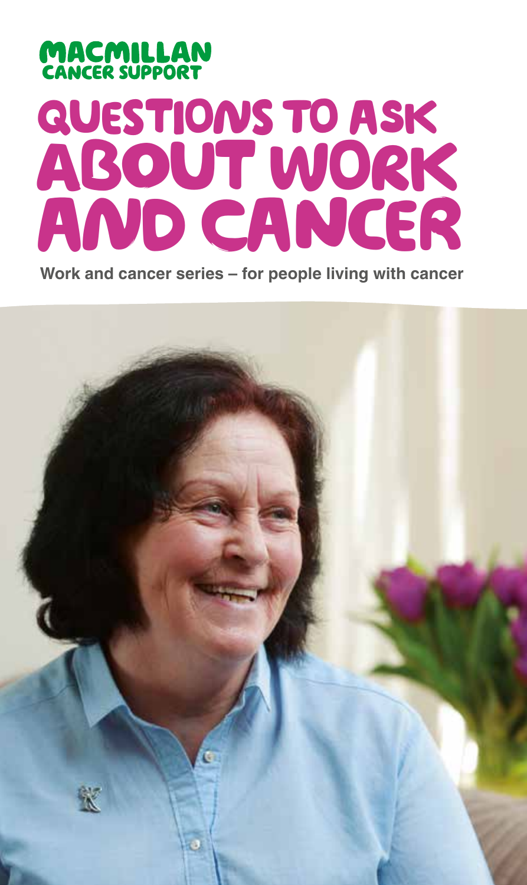MACMILLAN CANCER SUPPORT

# QUESTIONS TO ASK ABOUT WORK AND CANCER

**Work and cancer series – for people living with cancer**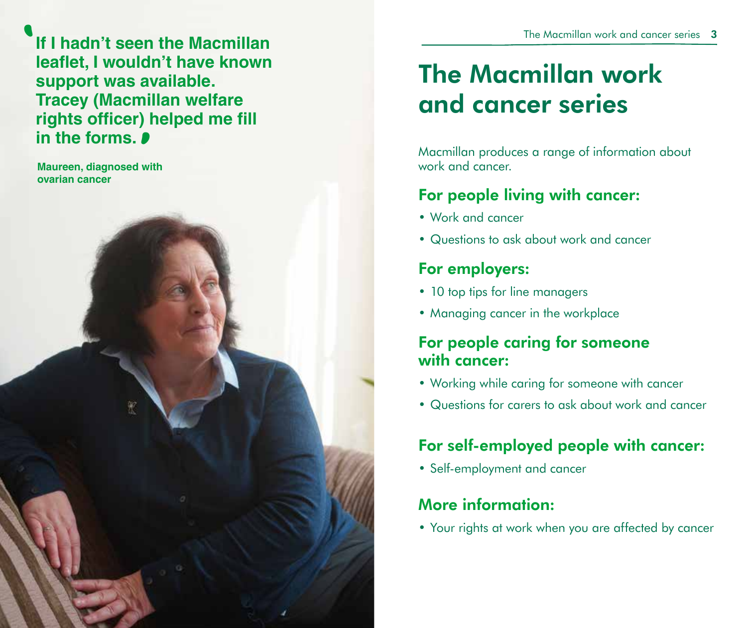**'If I hadn't seen the Macmillan leaflet, I wouldn't have known support was available. Tracey (Macmillan welfare rights officer) helped me fill in the forms.'**

**Maureen, diagnosed with ovarian cancer**

# The Macmillan work and cancer series

Macmillan produces a range of information about work and cancer.

## For people living with cancer:

- Work and cancer
- Questions to ask about work and cancer

## For employers:

- 10 top tips for line managers
- Managing cancer in the workplace

## For people caring for someone with cancer:

- Working while caring for someone with cancer
- Questions for carers to ask about work and cancer

## For self-employed people with cancer:

- Self-employment and cancer

## More information:

- Your rights at work when you are affected by cancer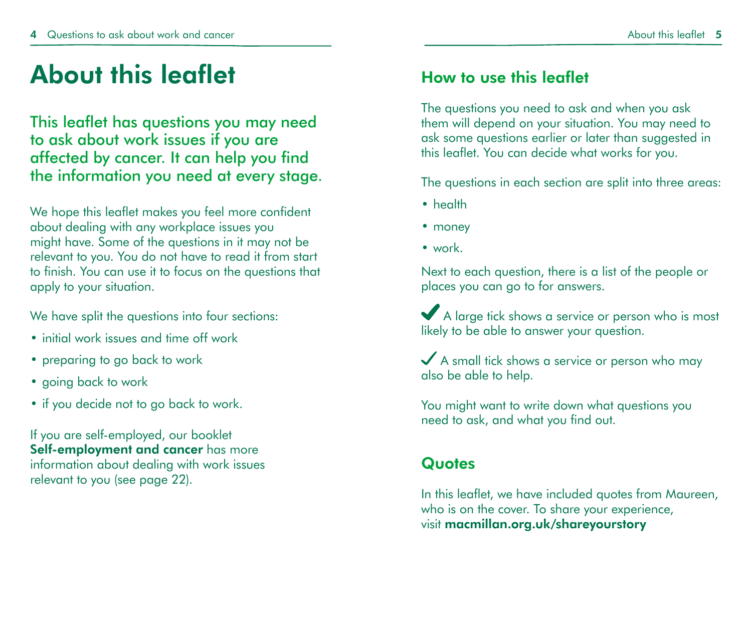# About this leaflet

This leaflet has questions you may need to ask about work issues if you are affected by cancer. It can help you find the information you need at every stage.

We hope this leaflet makes you feel more confident about dealing with any workplace issues you might have. Some of the questions in it may not be relevant to you. You do not have to read it from start to finish. You can use it to focus on the questions that apply to your situation.

We have split the questions into four sections:

- initial work issues and time off work
- preparing to go back to work
- going back to work
- if you decide not to go back to work.

If you are self-employed, our booklet **Self-employment and cancer** has more information about dealing with work issues relevant to you (see page 22).

## How to use this leaflet

The questions you need to ask and when you ask them will depend on your situation. You may need to ask some questions earlier or later than suggested in this leaflet. You can decide what works for you.

The questions in each section are split into three areas:

- health
- money
- work.

Next to each question, there is a list of the people or places you can go to for answers.

✔ A large tick shows a service or person who is most likely to be able to answer your question.

✓ A small tick shows a service or person who may also be able to help.

You might want to write down what questions you need to ask, and what you find out.

## Quotes

In this leaflet, we have included quotes from Maureen, who is on the cover. To share your experience, visit **macmillan.org.uk/shareyourstory**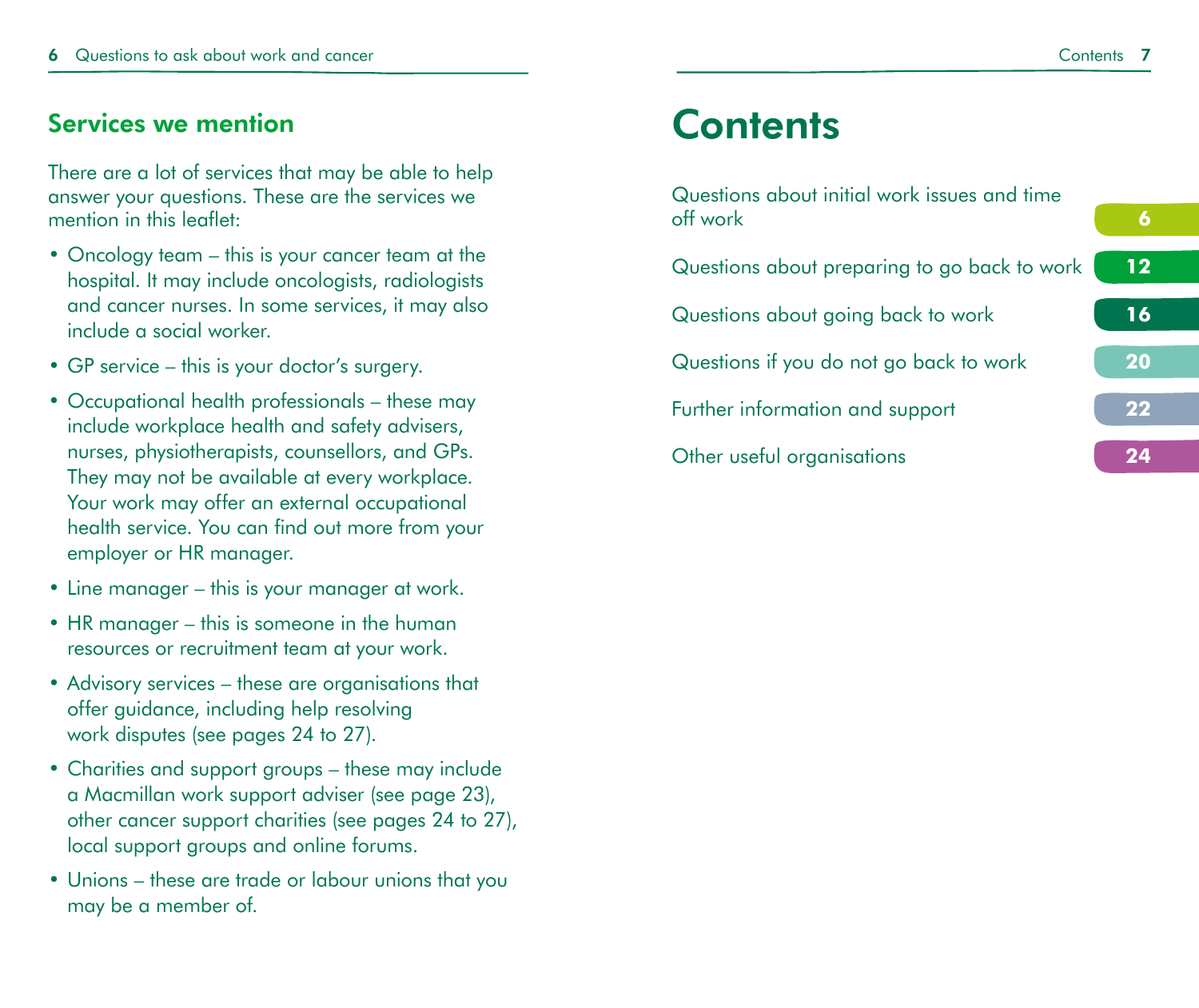## Services we mention

There are a lot of services that may be able to help answer your questions. These are the services we mention in this leaflet:

- Oncology team – this is your cancer team at the hospital. It may include oncologists, radiologists and cancer nurses. In some services, it may also include a social worker.
- GP service – this is your doctor's surgery.
- Occupational health professionals – these may include workplace health and safety advisers, nurses, physiotherapists, counsellors, and GPs. They may not be available at every workplace. Your work may offer an external occupational health service. You can find out more from your employer or HR manager.
- Line manager – this is your manager at work.
- HR manager – this is someone in the human resources or recruitment team at your work.
- Advisory services – these are organisations that offer guidance, including help resolving work disputes (see pages 24 to 27).
- Charities and support groups – these may include a Macmillan work support adviser (see page 23), other cancer support charities (see pages 24 to 27), local support groups and online forums.
- Unions – these are trade or labour unions that you may be a member of.

# Contents

| | |
|---|---|
| Questions about initial work issues and time off work | 6 |
| Questions about preparing to go back to work | 12 |
| Questions about going back to work | 16 |
| Questions if you do not go back to work | 20 |
| Further information and support | 22 |
| Other useful organisations | 24 |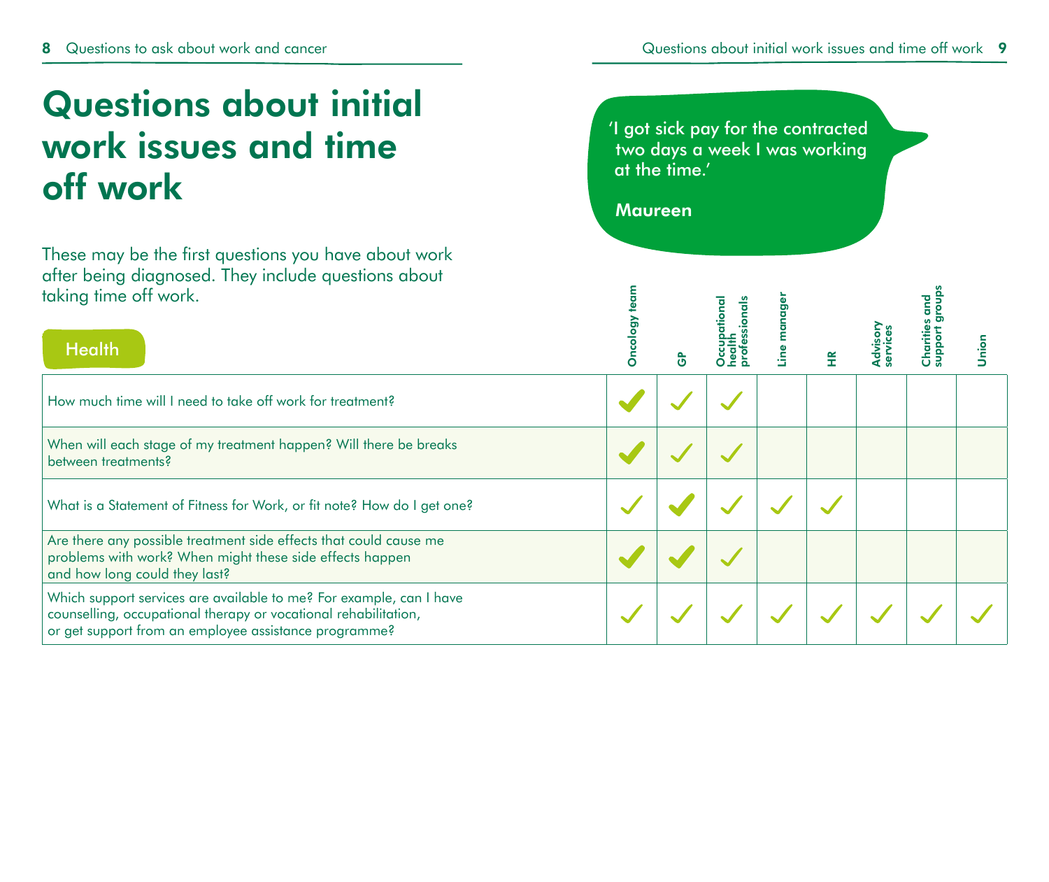# Questions about initial work issues and time off work

These may be the first questions you have about work after being diagnosed. They include questions about taking time off work.

> 'I got sick pay for the contracted two days a week I was working at the time.'
>
> **Maureen**

| Health | Oncology team | GP | Occupational health professionals | Line manager | HR | Advisory services | Charities and support groups | Union |
|---|---|---|---|---|---|---|---|---|
| How much time will I need to take off work for treatment? | ✓ | ✓ | ✓ | | | | | |
| When will each stage of my treatment happen? Will there be breaks between treatments? | ✓ | ✓ | ✓ | | | | | |
| What is a Statement of Fitness for Work, or fit note? How do I get one? | ✓ | ✓ | ✓ | ✓ | ✓ | | | |
| Are there any possible treatment side effects that could cause me problems with work? When might these side effects happen and how long could they last? | ✓ | ✓ | ✓ | | | | | |
| Which support services are available to me? For example, can I have counselling, occupational therapy or vocational rehabilitation, or get support from an employee assistance programme? | ✓ | ✓ | ✓ | ✓ | ✓ | ✓ | ✓ | ✓ |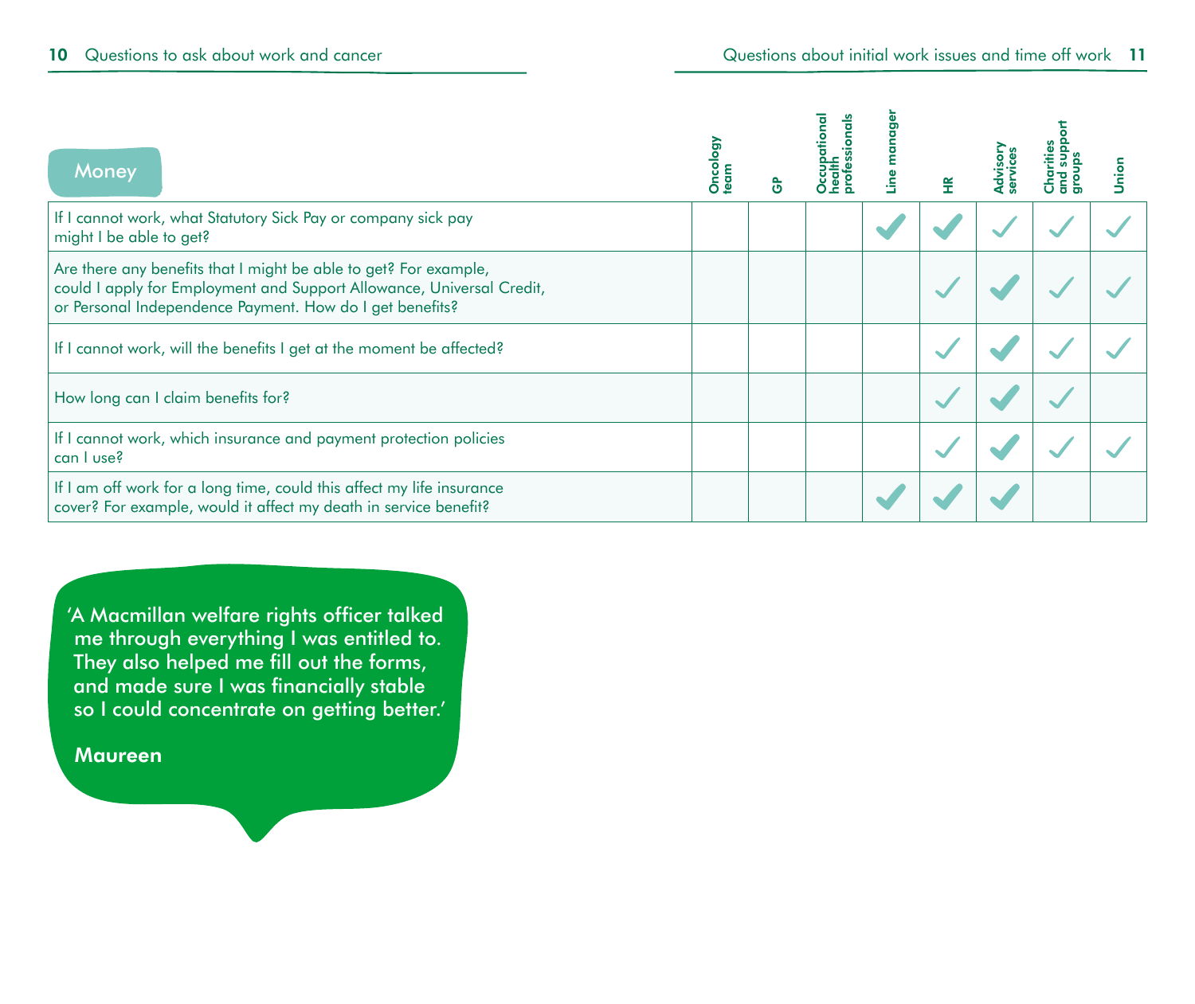| Money | Oncology team | GP | Occupational health professionals | Line manager | HR | Advisory services | Charities and support groups | Union |
|---|---|---|---|---|---|---|---|---|
| If I cannot work, what Statutory Sick Pay or company sick pay might I be able to get? | | | | ✔ | ✔ | ✓ | ✓ | ✓ |
| Are there any benefits that I might be able to get? For example, could I apply for Employment and Support Allowance, Universal Credit, or Personal Independence Payment. How do I get benefits? | | | | | ✓ | ✔ | ✓ | ✓ |
| If I cannot work, will the benefits I get at the moment be affected? | | | | | ✓ | ✔ | ✓ | ✓ |
| How long can I claim benefits for? | | | | | ✓ | ✔ | ✓ | |
| If I cannot work, which insurance and payment protection policies can I use? | | | | | ✓ | ✔ | ✓ | ✓ |
| If I am off work for a long time, could this affect my life insurance cover? For example, would it affect my death in service benefit? | | | | ✔ | ✔ | ✔ | | |

> 'A Macmillan welfare rights officer talked me through everything I was entitled to. They also helped me fill out the forms, and made sure I was financially stable so I could concentrate on getting better.'
>
> **Maureen**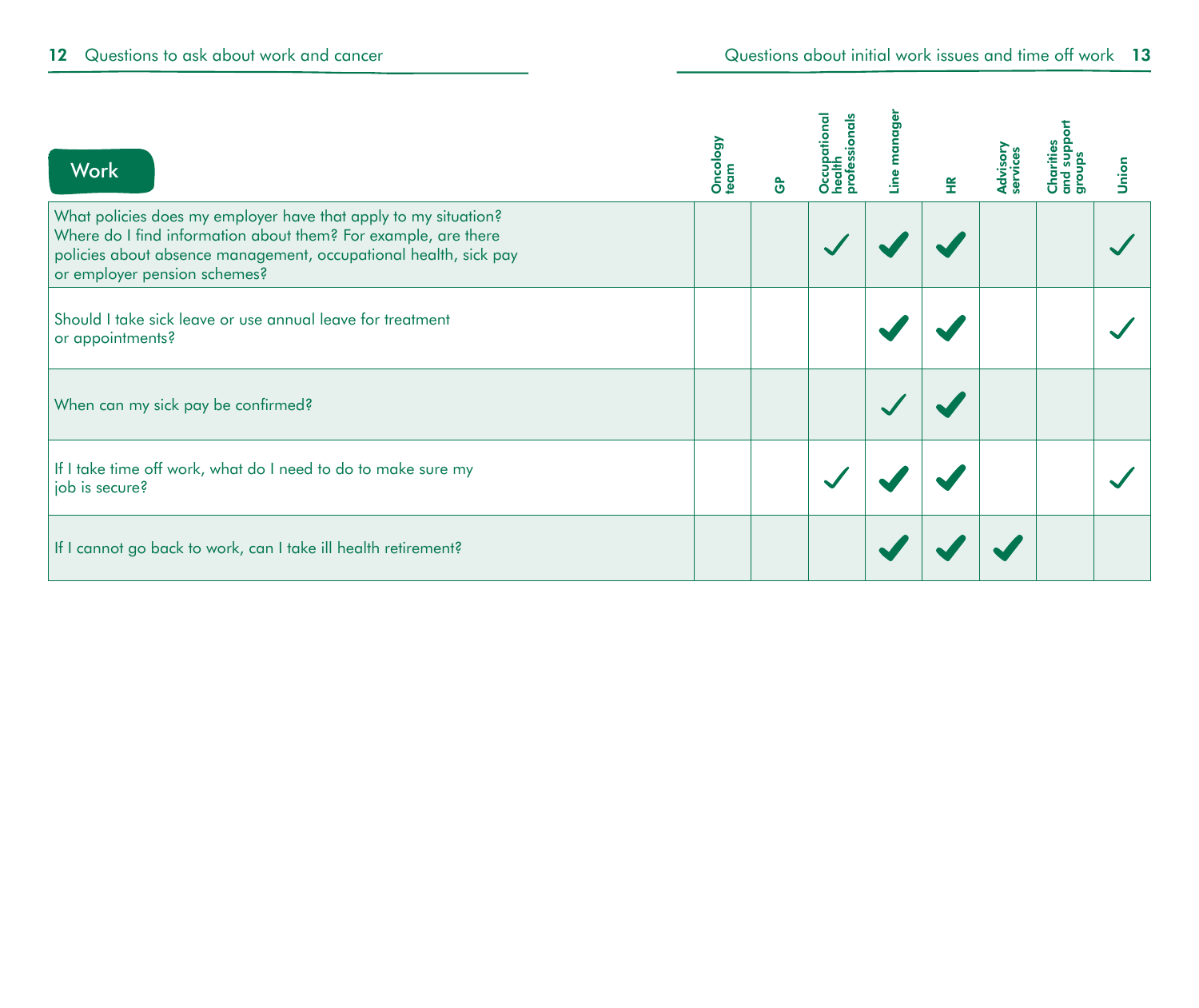| Work | Oncology team | GP | Occupational health professionals | Line manager | HR | Advisory services | Charities and support groups | Union |
|---|---|---|---|---|---|---|---|---|
| What policies does my employer have that apply to my situation? Where do I find information about them? For example, are there policies about absence management, occupational health, sick pay or employer pension schemes? | | | ✓ | ✓ | ✓ | | | ✓ |
| Should I take sick leave or use annual leave for treatment or appointments? | | | | ✓ | ✓ | | | ✓ |
| When can my sick pay be confirmed? | | | | ✓ | ✓ | | | |
| If I take time off work, what do I need to do to make sure my job is secure? | | | ✓ | ✓ | ✓ | | | ✓ |
| If I cannot go back to work, can I take ill health retirement? | | | | ✓ | ✓ | ✓ | | |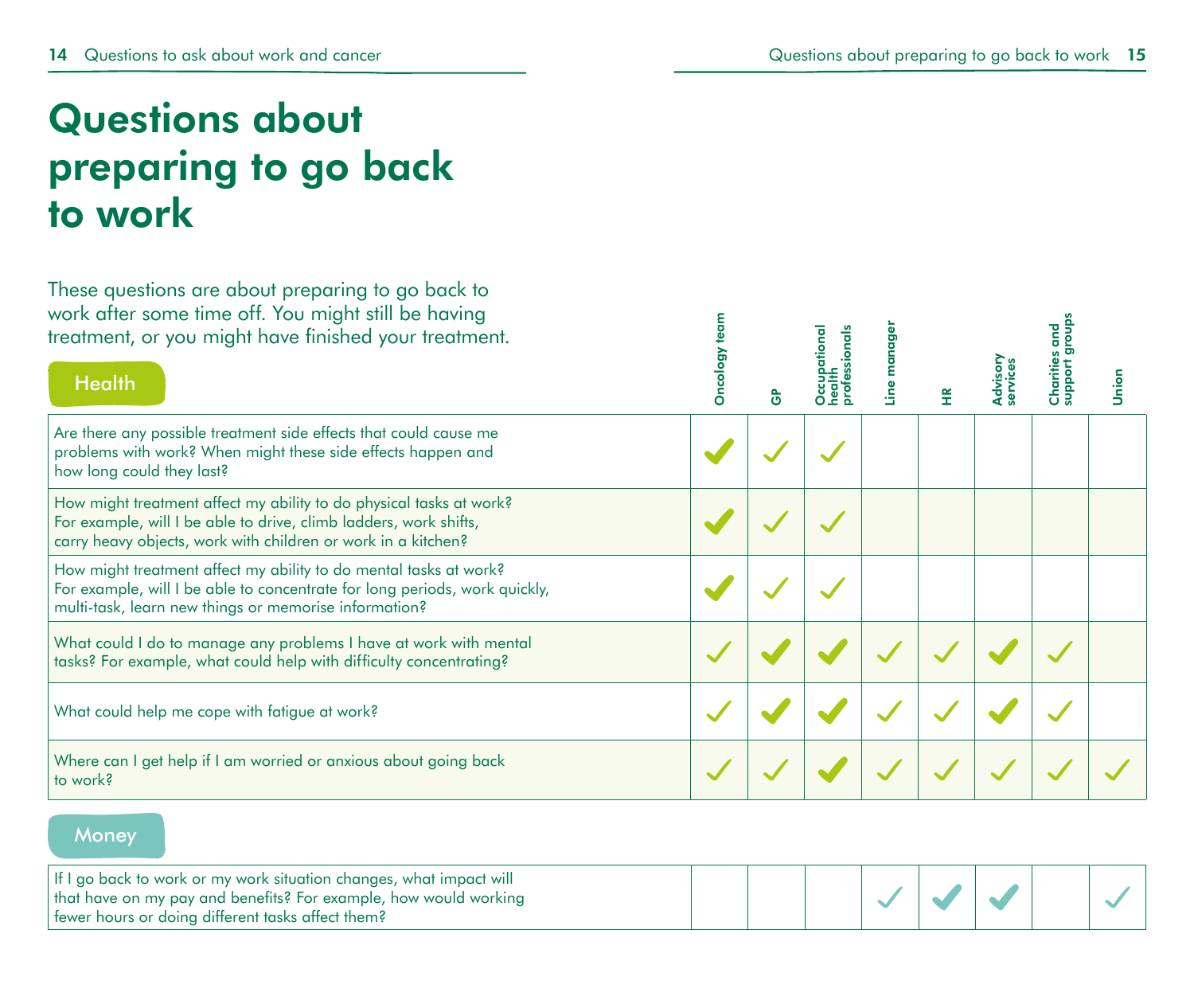# Questions about preparing to go back to work

These questions are about preparing to go back to work after some time off. You might still be having treatment, or you might have finished your treatment.

## Health

| Question | Oncology team | GP | Occupational health professionals | Line manager | HR | Advisory services | Charities and support groups | Union |
|---|---|---|---|---|---|---|---|---|
| Are there any possible treatment side effects that could cause me problems with work? When might these side effects happen and how long could they last? | ✔ | ✓ | ✓ | | | | | |
| How might treatment affect my ability to do physical tasks at work? For example, will I be able to drive, climb ladders, work shifts, carry heavy objects, work with children or work in a kitchen? | ✔ | ✓ | ✓ | | | | | |
| How might treatment affect my ability to do mental tasks at work? For example, will I be able to concentrate for long periods, work quickly, multi-task, learn new things or memorise information? | ✔ | ✓ | ✓ | | | | | |
| What could I do to manage any problems I have at work with mental tasks? For example, what could help with difficulty concentrating? | ✓ | ✔ | ✔ | ✓ | ✓ | ✔ | ✓ | |
| What could help me cope with fatigue at work? | ✓ | ✔ | ✔ | ✓ | ✓ | ✔ | ✓ | |
| Where can I get help if I am worried or anxious about going back to work? | ✓ | ✓ | ✔ | ✓ | ✓ | ✓ | ✓ | ✓ |

## Money

| Question | Oncology team | GP | Occupational health professionals | Line manager | HR | Advisory services | Charities and support groups | Union |
|---|---|---|---|---|---|---|---|---|
| If I go back to work or my work situation changes, what impact will that have on my pay and benefits? For example, how would working fewer hours or doing different tasks affect them? | | | | ✓ | ✔ | ✔ | | ✓ |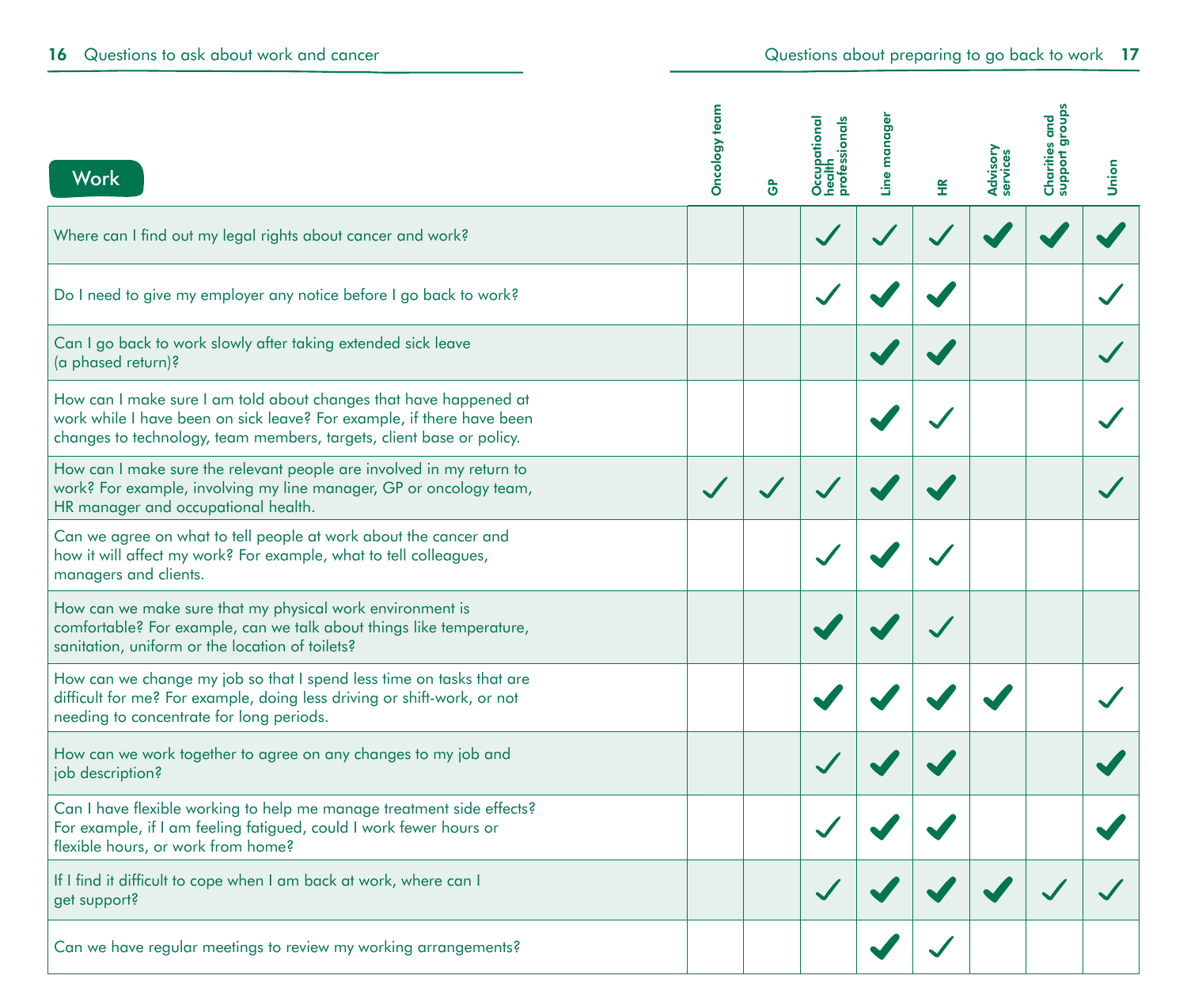## Work

| Work | Oncology team | GP | Occupational health professionals | Line manager | HR | Advisory services | Charities and support groups | Union |
|---|---|---|---|---|---|---|---|---|
| Where can I find out my legal rights about cancer and work? | | | ✓ | ✓ | ✓ | ✔ | ✔ | ✔ |
| Do I need to give my employer any notice before I go back to work? | | | ✓ | ✔ | ✔ | | | ✓ |
| Can I go back to work slowly after taking extended sick leave (a phased return)? | | | | ✔ | ✔ | | | ✓ |
| How can I make sure I am told about changes that have happened at work while I have been on sick leave? For example, if there have been changes to technology, team members, targets, client base or policy. | | | | ✔ | ✓ | | | ✓ |
| How can I make sure the relevant people are involved in my return to work? For example, involving my line manager, GP or oncology team, HR manager and occupational health. | ✓ | ✓ | ✓ | ✔ | ✔ | | | ✓ |
| Can we agree on what to tell people at work about the cancer and how it will affect my work? For example, what to tell colleagues, managers and clients. | | | ✓ | ✔ | ✓ | | | |
| How can we make sure that my physical work environment is comfortable? For example, can we talk about things like temperature, sanitation, uniform or the location of toilets? | | | ✔ | ✔ | ✓ | | | |
| How can we change my job so that I spend less time on tasks that are difficult for me? For example, doing less driving or shift-work, or not needing to concentrate for long periods. | | | ✔ | ✔ | ✔ | ✔ | | ✓ |
| How can we work together to agree on any changes to my job and job description? | | | ✓ | ✔ | ✔ | | | ✔ |
| Can I have flexible working to help me manage treatment side effects? For example, if I am feeling fatigued, could I work fewer hours or flexible hours, or work from home? | | | ✓ | ✔ | ✔ | | | ✔ |
| If I find it difficult to cope when I am back at work, where can I get support? | | | ✓ | ✔ | ✔ | ✔ | ✓ | ✓ |
| Can we have regular meetings to review my working arrangements? | | | | ✔ | ✓ | | | |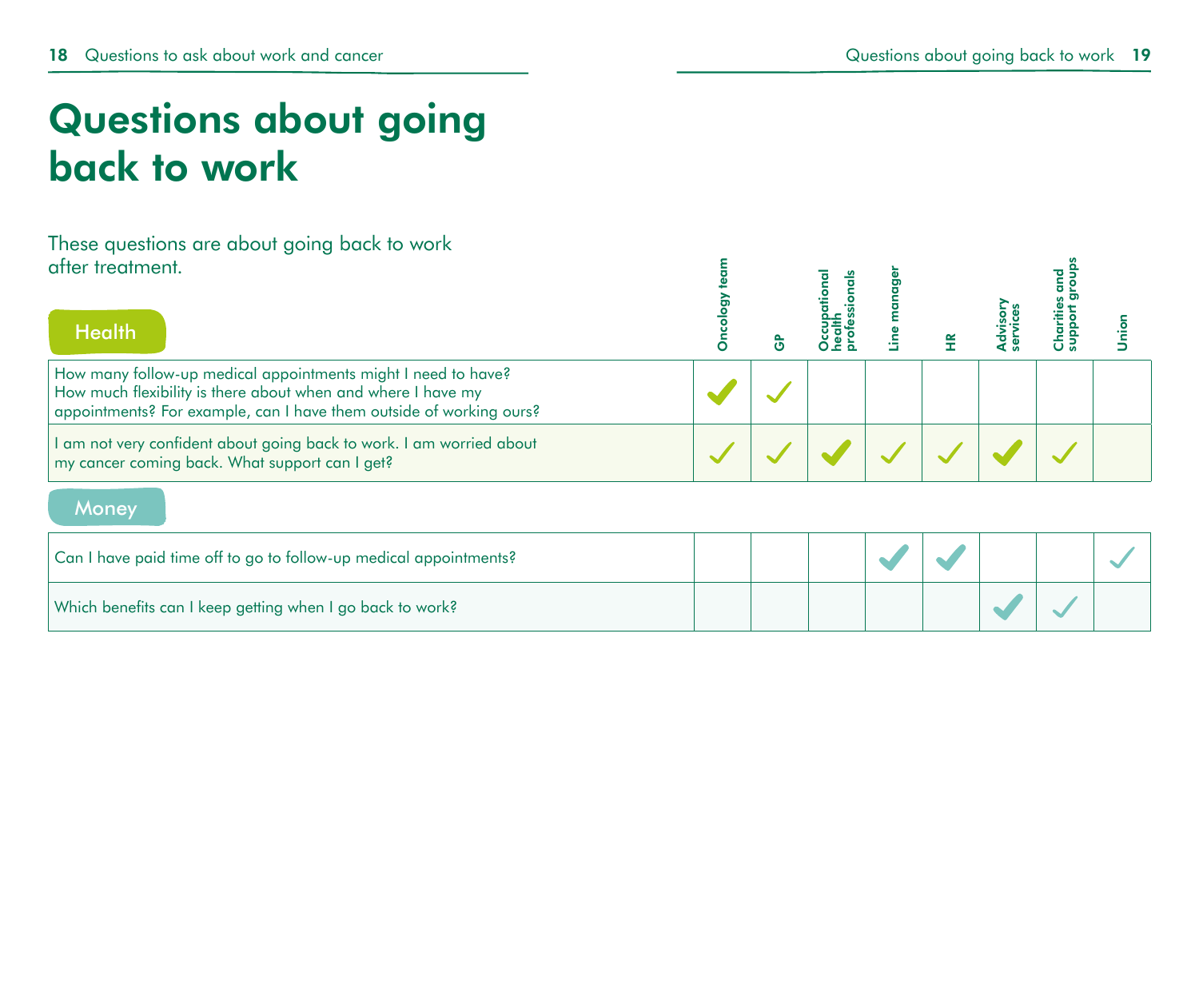# Questions about going back to work

These questions are about going back to work after treatment.

| Health | Oncology team | GP | Occupational health professionals | Line manager | HR | Advisory services | Charities and support groups | Union |
|---|---|---|---|---|---|---|---|---|
| How many follow-up medical appointments might I need to have? How much flexibility is there about when and where I have my appointments? For example, can I have them outside of working ours? | ✓ | ✓ | | | | | | |
| I am not very confident about going back to work. I am worried about my cancer coming back. What support can I get? | ✓ | ✓ | ✓ | ✓ | ✓ | ✓ | ✓ | |
| **Money** | | | | | | | | |
| Can I have paid time off to go to follow-up medical appointments? | | | | ✓ | ✓ | | | ✓ |
| Which benefits can I keep getting when I go back to work? | | | | | | ✓ | ✓ | |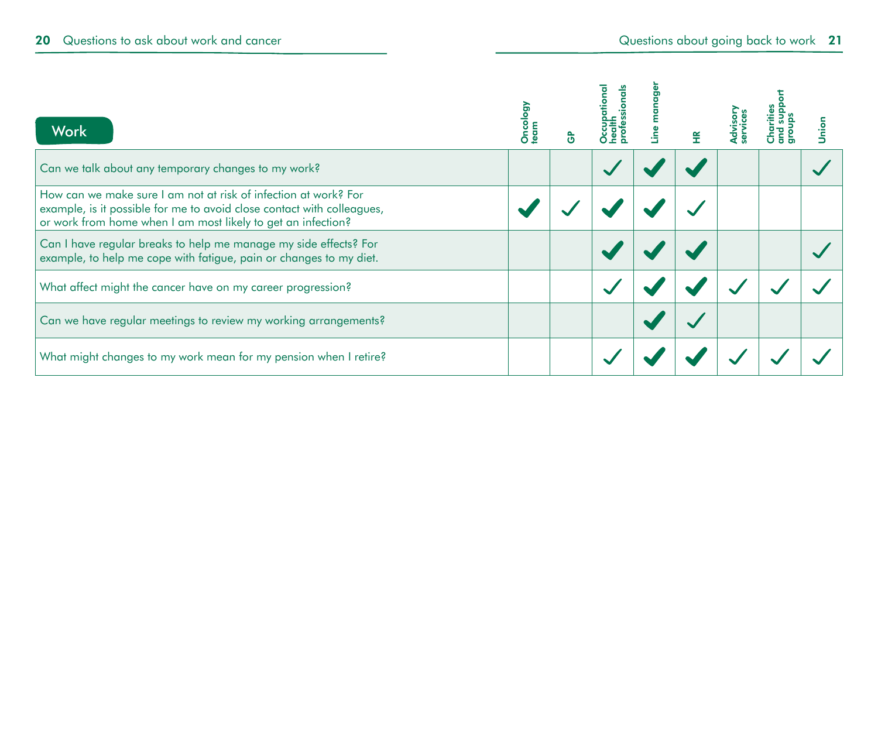| Work | Oncology team | GP | Occupational health professionals | Line manager | HR | Advisory services | Charities and support groups | Union |
|---|---|---|---|---|---|---|---|---|
| Can we talk about any temporary changes to my work? | | | ✓ | ✔ | ✔ | | | ✓ |
| How can we make sure I am not at risk of infection at work? For example, is it possible for me to avoid close contact with colleagues, or work from home when I am most likely to get an infection? | ✔ | ✓ | ✔ | ✔ | ✓ | | | |
| Can I have regular breaks to help me manage my side effects? For example, to help me cope with fatigue, pain or changes to my diet. | | | ✔ | ✔ | ✔ | | | ✓ |
| What affect might the cancer have on my career progression? | | | ✓ | ✔ | ✔ | ✓ | ✓ | ✓ |
| Can we have regular meetings to review my working arrangements? | | | | ✔ | ✓ | | | |
| What might changes to my work mean for my pension when I retire? | | | ✓ | ✔ | ✔ | ✓ | ✓ | ✓ |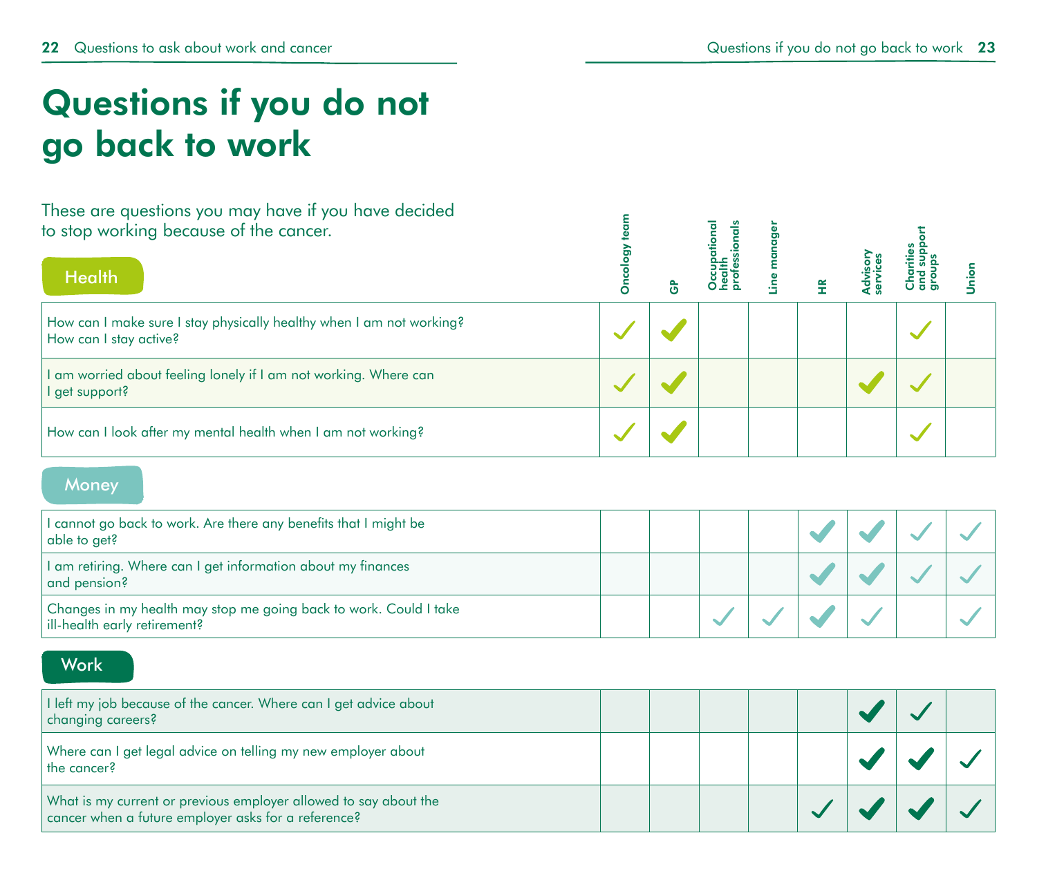# Questions if you do not go back to work

These are questions you may have if you have decided to stop working because of the cancer.

## Health

| Health | Oncology team | GP | Occupational health professionals | Line manager | HR | Advisory services | Charities and support groups | Union |
|---|---|---|---|---|---|---|---|---|
| How can I make sure I stay physically healthy when I am not working? How can I stay active? | ✓ | ✓ | | | | | ✓ | |
| I am worried about feeling lonely if I am not working. Where can I get support? | ✓ | ✓ | | | | ✓ | ✓ | |
| How can I look after my mental health when I am not working? | ✓ | ✓ | | | | | ✓ | |

## Money

| Money | Oncology team | GP | Occupational health professionals | Line manager | HR | Advisory services | Charities and support groups | Union |
|---|---|---|---|---|---|---|---|---|
| I cannot go back to work. Are there any benefits that I might be able to get? | | | | | ✓ | ✓ | ✓ | ✓ |
| I am retiring. Where can I get information about my finances and pension? | | | | | ✓ | ✓ | ✓ | ✓ |
| Changes in my health may stop me going back to work. Could I take ill-health early retirement? | | | ✓ | ✓ | ✓ | ✓ | | ✓ |

## Work

| Work | Oncology team | GP | Occupational health professionals | Line manager | HR | Advisory services | Charities and support groups | Union |
|---|---|---|---|---|---|---|---|---|
| I left my job because of the cancer. Where can I get advice about changing careers? | | | | | | ✓ | ✓ | |
| Where can I get legal advice on telling my new employer about the cancer? | | | | | | ✓ | ✓ | ✓ |
| What is my current or previous employer allowed to say about the cancer when a future employer asks for a reference? | | | | | ✓ | ✓ | ✓ | ✓ |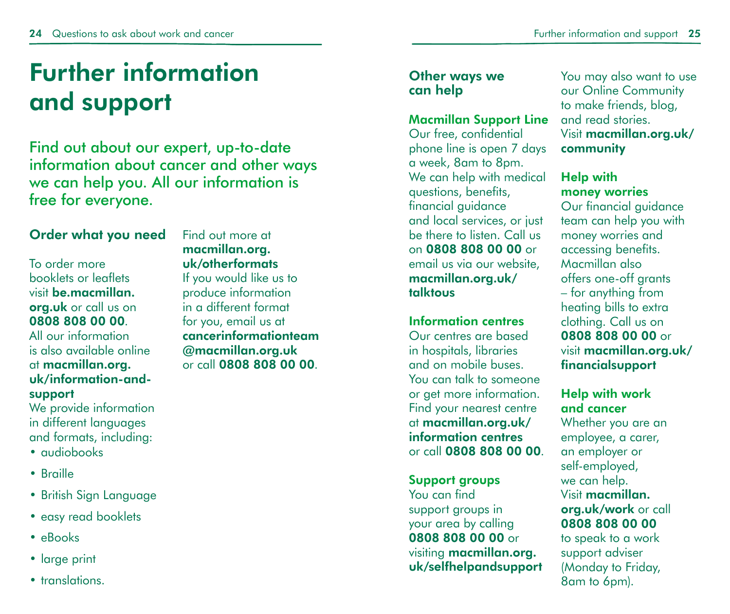# Further information and support

Find out about our expert, up-to-date information about cancer and other ways we can help you. All our information is free for everyone.

## Order what you need

To order more booklets or leaflets visit **be.macmillan.org.uk** or call us on **0808 808 00 00**. All our information is also available online at **macmillan.org.uk/information-and-support**

We provide information in different languages and formats, including:

- audiobooks
- Braille
- British Sign Language
- easy read booklets
- eBooks
- large print
- translations.

Find out more at **macmillan.org.uk/otherformats**

If you would like us to produce information in a different format for you, email us at **cancerinformationteam@macmillan.org.uk** or call **0808 808 00 00**.

## Other ways we can help

### Macmillan Support Line

Our free, confidential phone line is open 7 days a week, 8am to 8pm. We can help with medical questions, benefits, financial guidance and local services, or just be there to listen. Call us on **0808 808 00 00** or email us via our website, **macmillan.org.uk/talktous**

### Information centres

Our centres are based in hospitals, libraries and on mobile buses. You can talk to someone or get more information. Find your nearest centre at **macmillan.org.uk/information centres** or call **0808 808 00 00**.

### Support groups

You can find support groups in your area by calling **0808 808 00 00** or visiting **macmillan.org.uk/selfhelpandsupport**

You may also want to use our Online Community to make friends, blog, and read stories. Visit **macmillan.org.uk/community**

### Help with money worries

Our financial guidance team can help you with money worries and accessing benefits. Macmillan also offers one-off grants – for anything from heating bills to extra clothing. Call us on **0808 808 00 00** or visit **macmillan.org.uk/financialsupport**

### Help with work and cancer

Whether you are an employee, a carer, an employer or self-employed, we can help. Visit **macmillan.org.uk/work** or call **0808 808 00 00** to speak to a work support adviser (Monday to Friday, 8am to 6pm).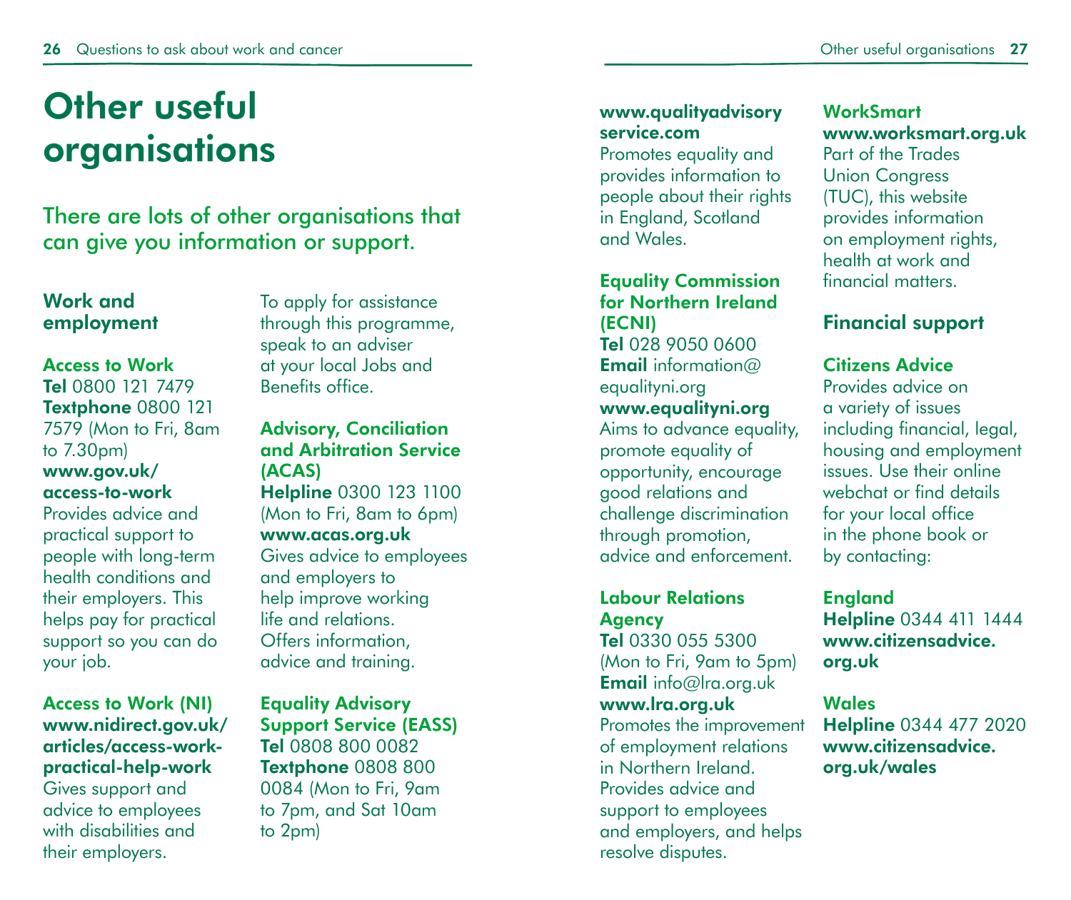# Other useful organisations

## There are lots of other organisations that can give you information or support.

### Work and employment

**Access to Work**
**Tel** 0800 121 7479
**Textphone** 0800 121 7579 (Mon to Fri, 8am to 7.30pm)
**www.gov.uk/access-to-work**
Provides advice and practical support to people with long-term health conditions and their employers. This helps pay for practical support so you can do your job.

**Access to Work (NI)**
**www.nidirect.gov.uk/articles/access-work-practical-help-work**
Gives support and advice to employees with disabilities and their employers.

To apply for assistance through this programme, speak to an adviser at your local Jobs and Benefits office.

**Advisory, Conciliation and Arbitration Service (ACAS)**
**Helpline** 0300 123 1100 (Mon to Fri, 8am to 6pm)
**www.acas.org.uk**
Gives advice to employees and employers to help improve working life and relations. Offers information, advice and training.

**Equality Advisory Support Service (EASS)**
**Tel** 0808 800 0082
**Textphone** 0808 800 0084 (Mon to Fri, 9am to 7pm, and Sat 10am to 2pm)
**www.qualityadvisoryservice.com**
Promotes equality and provides information to people about their rights in England, Scotland and Wales.

**Equality Commission for Northern Ireland (ECNI)**
**Tel** 028 9050 0600
**Email** information@equalityni.org
**www.equalityni.org**
Aims to advance equality, promote equality of opportunity, encourage good relations and challenge discrimination through promotion, advice and enforcement.

**Labour Relations Agency**
**Tel** 0330 055 5300 (Mon to Fri, 9am to 5pm)
**Email** info@lra.org.uk
**www.lra.org.uk**
Promotes the improvement of employment relations in Northern Ireland. Provides advice and support to employees and employers, and helps resolve disputes.

**WorkSmart**
**www.worksmart.org.uk**
Part of the Trades Union Congress (TUC), this website provides information on employment rights, health at work and financial matters.

### Financial support

**Citizens Advice**
Provides advice on a variety of issues including financial, legal, housing and employment issues. Use their online webchat or find details for your local office in the phone book or by contacting:

**England**
**Helpline** 0344 411 1444
**www.citizensadvice.org.uk**

**Wales**
**Helpline** 0344 477 2020
**www.citizensadvice.org.uk/wales**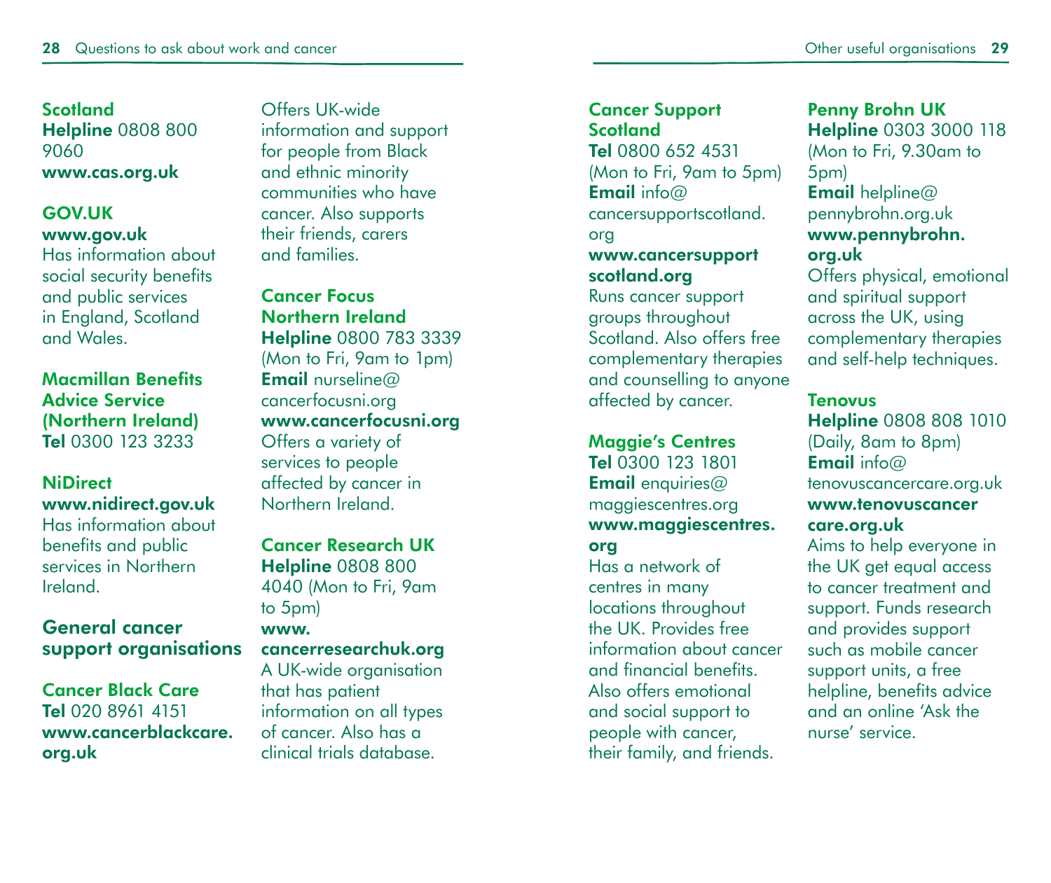**Scotland**
**Helpline** 0808 800 9060
**www.cas.org.uk**

**GOV.UK**
**www.gov.uk**
Has information about social security benefits and public services in England, Scotland and Wales.

**Macmillan Benefits Advice Service (Northern Ireland)**
**Tel** 0300 123 3233

**NiDirect**
**www.nidirect.gov.uk**
Has information about benefits and public services in Northern Ireland.

## General cancer support organisations

**Cancer Black Care**
**Tel** 020 8961 4151
**www.cancerblackcare.org.uk**
Offers UK-wide information and support for people from Black and ethnic minority communities who have cancer. Also supports their friends, carers and families.

**Cancer Focus Northern Ireland**
**Helpline** 0800 783 3339 (Mon to Fri, 9am to 1pm)
**Email** nurseline@cancerfocusni.org
**www.cancerfocusni.org**
Offers a variety of services to people affected by cancer in Northern Ireland.

**Cancer Research UK**
**Helpline** 0808 800 4040 (Mon to Fri, 9am to 5pm)
**www.cancerresearchuk.org**
A UK-wide organisation that has patient information on all types of cancer. Also has a clinical trials database.

**Cancer Support Scotland**
**Tel** 0800 652 4531 (Mon to Fri, 9am to 5pm)
**Email** info@cancersupportscotland.org
**www.cancersupportscotland.org**
Runs cancer support groups throughout Scotland. Also offers free complementary therapies and counselling to anyone affected by cancer.

**Maggie's Centres**
**Tel** 0300 123 1801
**Email** enquiries@maggiescentres.org
**www.maggiescentres.org**
Has a network of centres in many locations throughout the UK. Provides free information about cancer and financial benefits. Also offers emotional and social support to people with cancer, their family, and friends.

**Penny Brohn UK**
**Helpline** 0303 3000 118 (Mon to Fri, 9.30am to 5pm)
**Email** helpline@pennybrohn.org.uk
**www.pennybrohn.org.uk**
Offers physical, emotional and spiritual support across the UK, using complementary therapies and self-help techniques.

**Tenovus**
**Helpline** 0808 808 1010 (Daily, 8am to 8pm)
**Email** info@tenovuscancercare.org.uk
**www.tenovuscancercare.org.uk**
Aims to help everyone in the UK get equal access to cancer treatment and support. Funds research and provides support such as mobile cancer support units, a free helpline, benefits advice and an online 'Ask the nurse' service.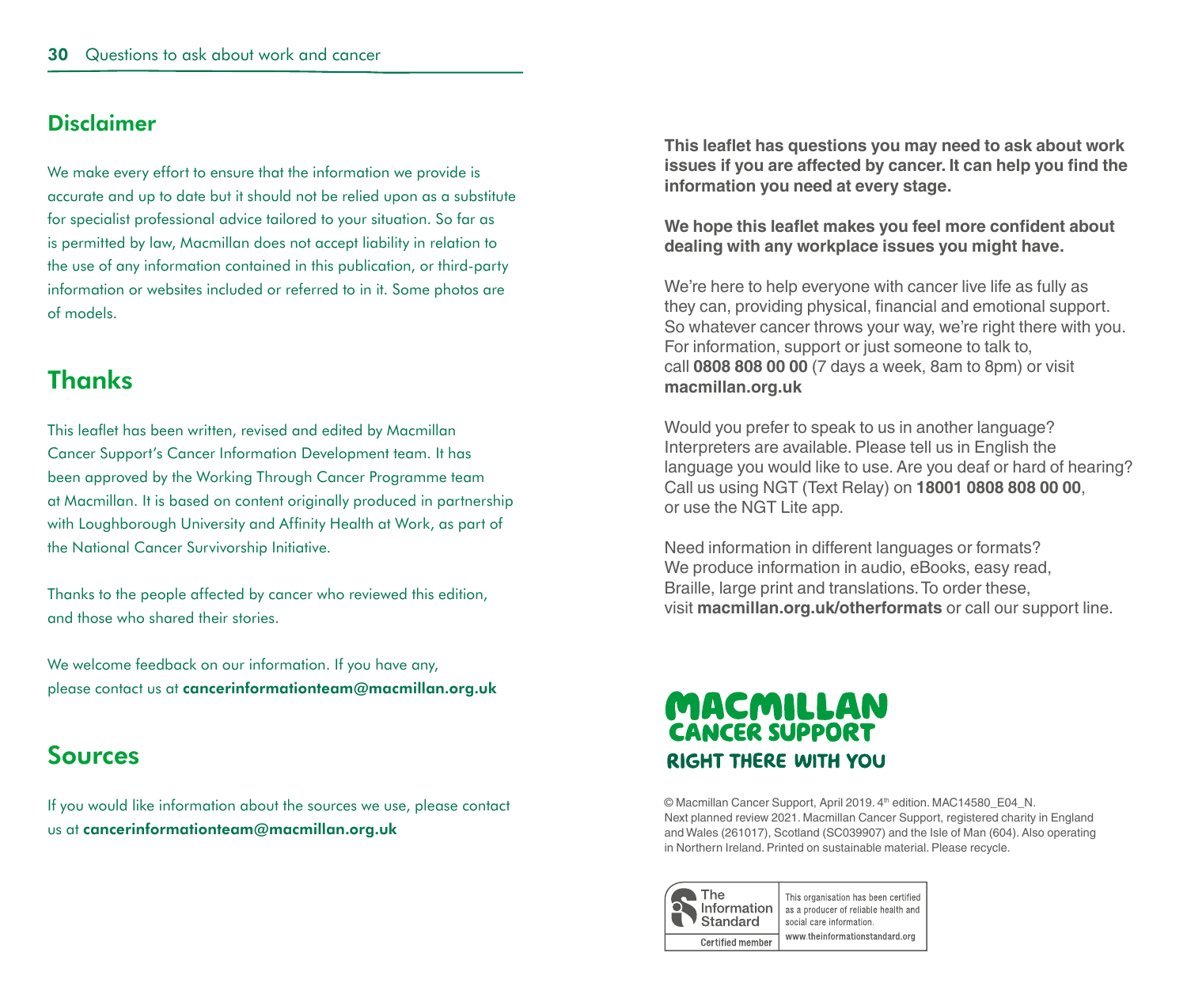## Disclaimer

We make every effort to ensure that the information we provide is accurate and up to date but it should not be relied upon as a substitute for specialist professional advice tailored to your situation. So far as is permitted by law, Macmillan does not accept liability in relation to the use of any information contained in this publication, or third-party information or websites included or referred to in it. Some photos are of models.

## Thanks

This leaflet has been written, revised and edited by Macmillan Cancer Support's Cancer Information Development team. It has been approved by the Working Through Cancer Programme team at Macmillan. It is based on content originally produced in partnership with Loughborough University and Affinity Health at Work, as part of the National Cancer Survivorship Initiative.

Thanks to the people affected by cancer who reviewed this edition, and those who shared their stories.

We welcome feedback on our information. If you have any, please contact us at **cancerinformationteam@macmillan.org.uk**

## Sources

If you would like information about the sources we use, please contact us at **cancerinformationteam@macmillan.org.uk**

**This leaflet has questions you may need to ask about work issues if you are affected by cancer. It can help you find the information you need at every stage.**

**We hope this leaflet makes you feel more confident about dealing with any workplace issues you might have.**

We're here to help everyone with cancer live life as fully as they can, providing physical, financial and emotional support. So whatever cancer throws your way, we're right there with you. For information, support or just someone to talk to, call **0808 808 00 00** (7 days a week, 8am to 8pm) or visit **macmillan.org.uk**

Would you prefer to speak to us in another language? Interpreters are available. Please tell us in English the language you would like to use. Are you deaf or hard of hearing? Call us using NGT (Text Relay) on **18001 0808 808 00 00**, or use the NGT Lite app.

Need information in different languages or formats? We produce information in audio, eBooks, easy read, Braille, large print and translations. To order these, visit **macmillan.org.uk/otherformats** or call our support line.

MACMILLAN CANCER SUPPORT
RIGHT THERE WITH YOU

© Macmillan Cancer Support, April 2019. 4th edition. MAC14580_E04_N. Next planned review 2021. Macmillan Cancer Support, registered charity in England and Wales (261017), Scotland (SC039907) and the Isle of Man (604). Also operating in Northern Ireland. Printed on sustainable material. Please recycle.

The Information Standard
Certified member

This organisation has been certified as a producer of reliable health and social care information.
www.theinformationstandard.org